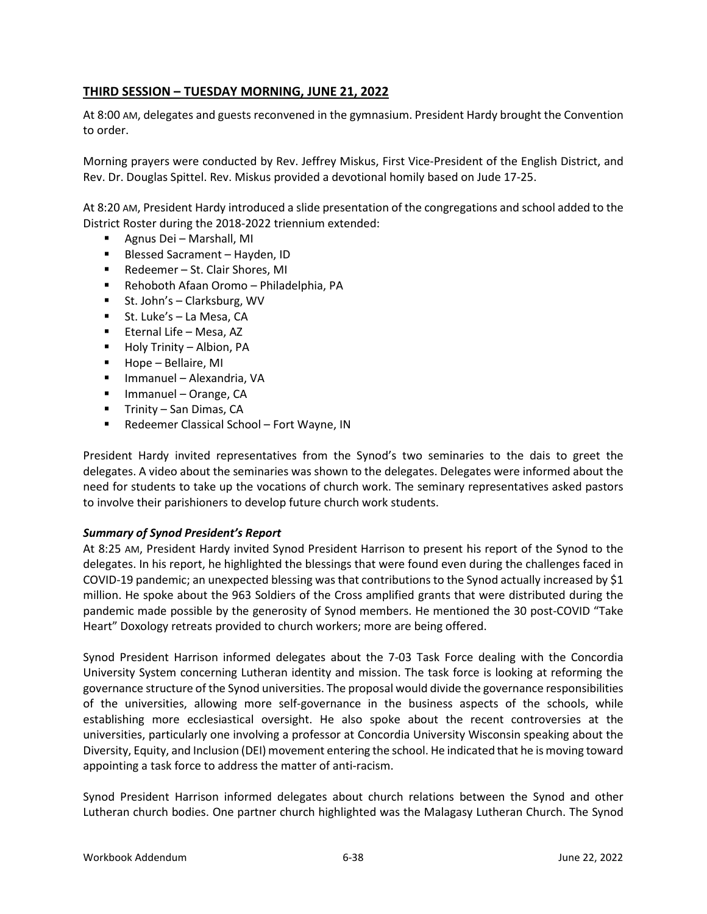## THIRD SESSION – TUESDAY MORNING, JUNE 21, 2022

At 8:00 AM, delegates and guests reconvened in the gymnasium. President Hardy brought the Convention to order.

Morning prayers were conducted by Rev. Jeffrey Miskus, First Vice-President of the English District, and Rev. Dr. Douglas Spittel. Rev. Miskus provided a devotional homily based on Jude 17-25.

At 8:20 AM, President Hardy introduced a slide presentation of the congregations and school added to the District Roster during the 2018-2022 triennium extended:

- Agnus Dei – Marshall, MI
- Blessed Sacrament – Hayden, ID
- Redeemer – St. Clair Shores, MI
- Rehoboth Afaan Oromo – Philadelphia, PA
- St. John's – Clarksburg, WV
- St. Luke's – La Mesa, CA
- Eternal Life – Mesa, AZ
- Holy Trinity – Albion, PA
- Hope – Bellaire, MI
- Immanuel – Alexandria, VA
- Immanuel – Orange, CA
- Trinity – San Dimas, CA
- Redeemer Classical School – Fort Wayne, IN

President Hardy invited representatives from the Synod's two seminaries to the dais to greet the delegates. A video about the seminaries was shown to the delegates. Delegates were informed about the need for students to take up the vocations of church work. The seminary representatives asked pastors to involve their parishioners to develop future church work students.

***Summary of Synod President's Report***

At 8:25 AM, President Hardy invited Synod President Harrison to present his report of the Synod to the delegates. In his report, he highlighted the blessings that were found even during the challenges faced in COVID-19 pandemic; an unexpected blessing was that contributions to the Synod actually increased by $1 million. He spoke about the 963 Soldiers of the Cross amplified grants that were distributed during the pandemic made possible by the generosity of Synod members. He mentioned the 30 post-COVID "Take Heart" Doxology retreats provided to church workers; more are being offered.

Synod President Harrison informed delegates about the 7-03 Task Force dealing with the Concordia University System concerning Lutheran identity and mission. The task force is looking at reforming the governance structure of the Synod universities. The proposal would divide the governance responsibilities of the universities, allowing more self-governance in the business aspects of the schools, while establishing more ecclesiastical oversight. He also spoke about the recent controversies at the universities, particularly one involving a professor at Concordia University Wisconsin speaking about the Diversity, Equity, and Inclusion (DEI) movement entering the school. He indicated that he is moving toward appointing a task force to address the matter of anti-racism.

Synod President Harrison informed delegates about church relations between the Synod and other Lutheran church bodies. One partner church highlighted was the Malagasy Lutheran Church. The Synod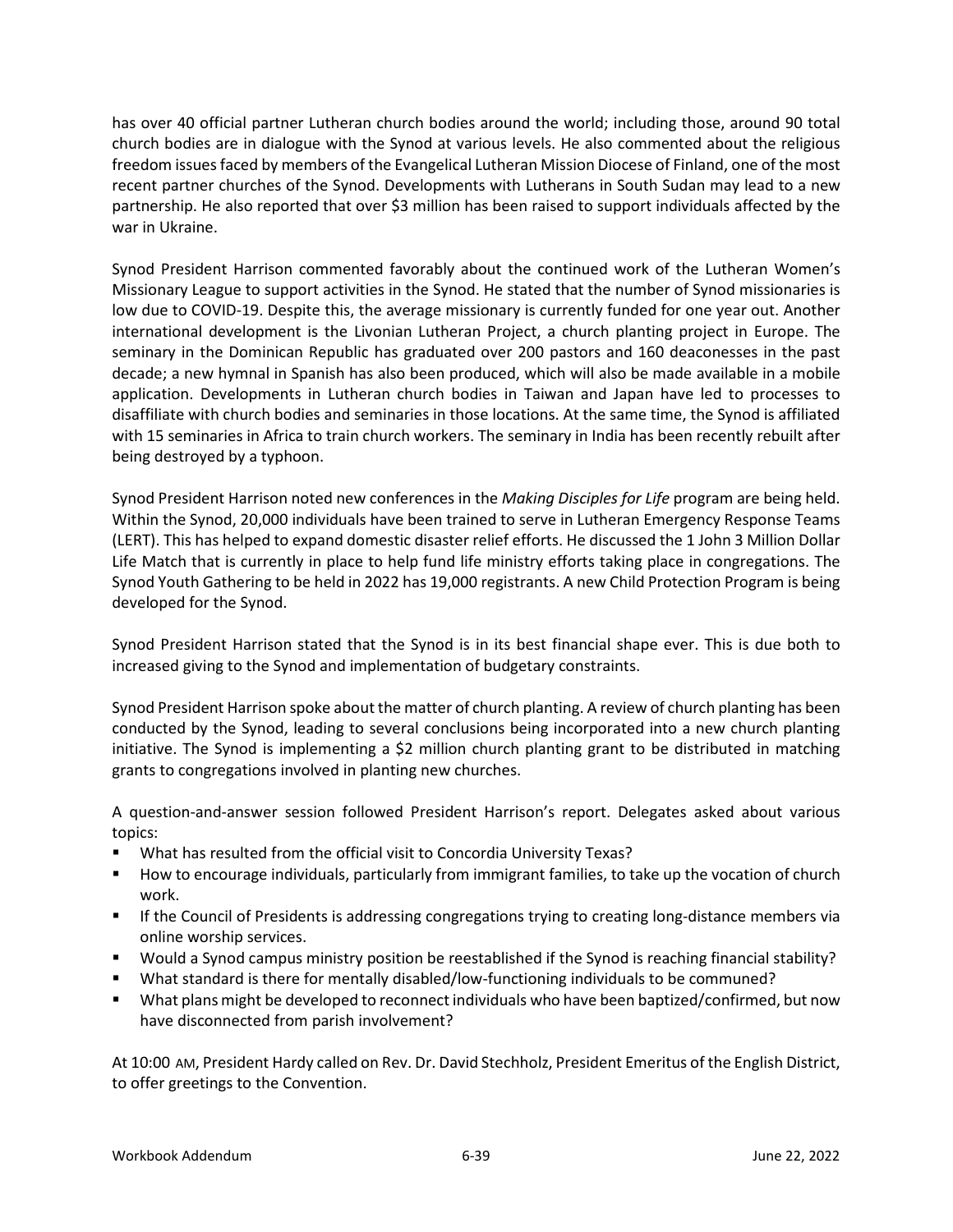has over 40 official partner Lutheran church bodies around the world; including those, around 90 total church bodies are in dialogue with the Synod at various levels. He also commented about the religious freedom issues faced by members of the Evangelical Lutheran Mission Diocese of Finland, one of the most recent partner churches of the Synod. Developments with Lutherans in South Sudan may lead to a new partnership. He also reported that over $3 million has been raised to support individuals affected by the war in Ukraine.

Synod President Harrison commented favorably about the continued work of the Lutheran Women's Missionary League to support activities in the Synod. He stated that the number of Synod missionaries is low due to COVID-19. Despite this, the average missionary is currently funded for one year out. Another international development is the Livonian Lutheran Project, a church planting project in Europe. The seminary in the Dominican Republic has graduated over 200 pastors and 160 deaconesses in the past decade; a new hymnal in Spanish has also been produced, which will also be made available in a mobile application. Developments in Lutheran church bodies in Taiwan and Japan have led to processes to disaffiliate with church bodies and seminaries in those locations. At the same time, the Synod is affiliated with 15 seminaries in Africa to train church workers. The seminary in India has been recently rebuilt after being destroyed by a typhoon.

Synod President Harrison noted new conferences in the *Making Disciples for Life* program are being held. Within the Synod, 20,000 individuals have been trained to serve in Lutheran Emergency Response Teams (LERT). This has helped to expand domestic disaster relief efforts. He discussed the 1 John 3 Million Dollar Life Match that is currently in place to help fund life ministry efforts taking place in congregations. The Synod Youth Gathering to be held in 2022 has 19,000 registrants. A new Child Protection Program is being developed for the Synod.

Synod President Harrison stated that the Synod is in its best financial shape ever. This is due both to increased giving to the Synod and implementation of budgetary constraints.

Synod President Harrison spoke about the matter of church planting. A review of church planting has been conducted by the Synod, leading to several conclusions being incorporated into a new church planting initiative. The Synod is implementing a $2 million church planting grant to be distributed in matching grants to congregations involved in planting new churches.

A question-and-answer session followed President Harrison's report. Delegates asked about various topics:

- What has resulted from the official visit to Concordia University Texas?
- How to encourage individuals, particularly from immigrant families, to take up the vocation of church work.
- If the Council of Presidents is addressing congregations trying to creating long-distance members via online worship services.
- Would a Synod campus ministry position be reestablished if the Synod is reaching financial stability?
- What standard is there for mentally disabled/low-functioning individuals to be communed?
- What plans might be developed to reconnect individuals who have been baptized/confirmed, but now have disconnected from parish involvement?

At 10:00 AM, President Hardy called on Rev. Dr. David Stechholz, President Emeritus of the English District, to offer greetings to the Convention.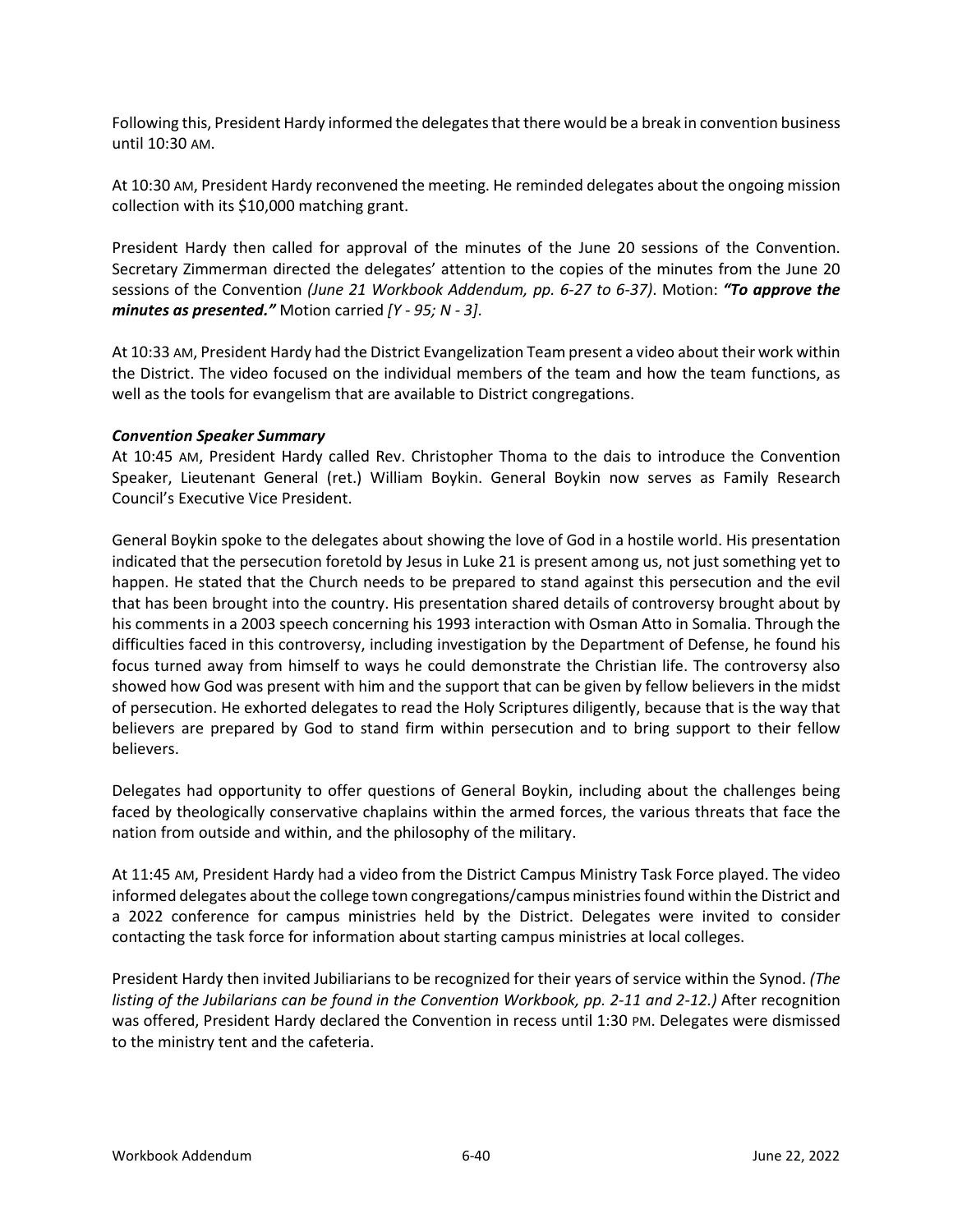Following this, President Hardy informed the delegates that there would be a break in convention business until 10:30 AM.

At 10:30 AM, President Hardy reconvened the meeting. He reminded delegates about the ongoing mission collection with its $10,000 matching grant.

President Hardy then called for approval of the minutes of the June 20 sessions of the Convention. Secretary Zimmerman directed the delegates' attention to the copies of the minutes from the June 20 sessions of the Convention *(June 21 Workbook Addendum, pp. 6-27 to 6-37)*. Motion: ***"To approve the minutes as presented."*** Motion carried *[Y - 95; N - 3]*.

At 10:33 AM, President Hardy had the District Evangelization Team present a video about their work within the District. The video focused on the individual members of the team and how the team functions, as well as the tools for evangelism that are available to District congregations.

***Convention Speaker Summary***

At 10:45 AM, President Hardy called Rev. Christopher Thoma to the dais to introduce the Convention Speaker, Lieutenant General (ret.) William Boykin. General Boykin now serves as Family Research Council's Executive Vice President.

General Boykin spoke to the delegates about showing the love of God in a hostile world. His presentation indicated that the persecution foretold by Jesus in Luke 21 is present among us, not just something yet to happen. He stated that the Church needs to be prepared to stand against this persecution and the evil that has been brought into the country. His presentation shared details of controversy brought about by his comments in a 2003 speech concerning his 1993 interaction with Osman Atto in Somalia. Through the difficulties faced in this controversy, including investigation by the Department of Defense, he found his focus turned away from himself to ways he could demonstrate the Christian life. The controversy also showed how God was present with him and the support that can be given by fellow believers in the midst of persecution. He exhorted delegates to read the Holy Scriptures diligently, because that is the way that believers are prepared by God to stand firm within persecution and to bring support to their fellow believers.

Delegates had opportunity to offer questions of General Boykin, including about the challenges being faced by theologically conservative chaplains within the armed forces, the various threats that face the nation from outside and within, and the philosophy of the military.

At 11:45 AM, President Hardy had a video from the District Campus Ministry Task Force played. The video informed delegates about the college town congregations/campus ministries found within the District and a 2022 conference for campus ministries held by the District. Delegates were invited to consider contacting the task force for information about starting campus ministries at local colleges.

President Hardy then invited Jubiliarians to be recognized for their years of service within the Synod. *(The listing of the Jubilarians can be found in the Convention Workbook, pp. 2-11 and 2-12.)* After recognition was offered, President Hardy declared the Convention in recess until 1:30 PM. Delegates were dismissed to the ministry tent and the cafeteria.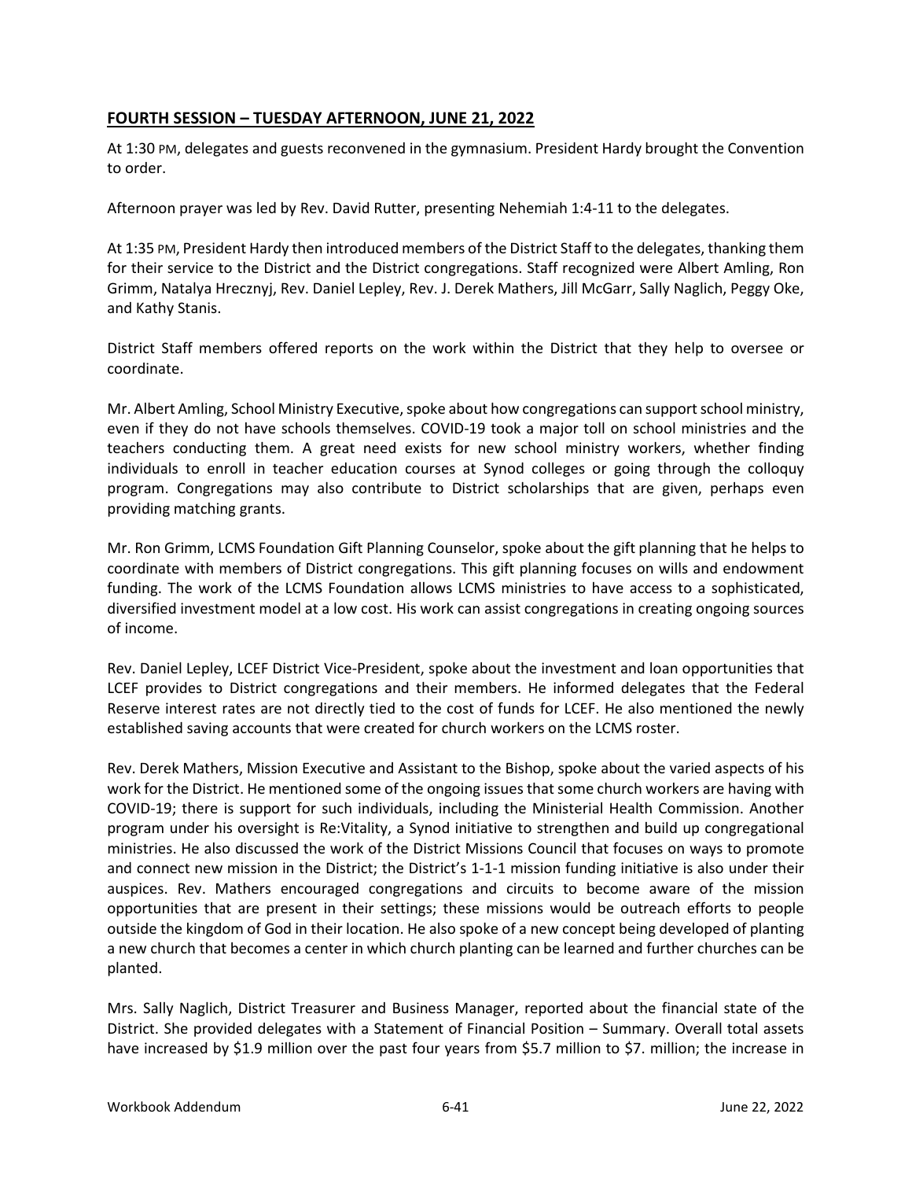## FOURTH SESSION – TUESDAY AFTERNOON, JUNE 21, 2022

At 1:30 PM, delegates and guests reconvened in the gymnasium. President Hardy brought the Convention to order.

Afternoon prayer was led by Rev. David Rutter, presenting Nehemiah 1:4-11 to the delegates.

At 1:35 PM, President Hardy then introduced members of the District Staff to the delegates, thanking them for their service to the District and the District congregations. Staff recognized were Albert Amling, Ron Grimm, Natalya Hrecznyj, Rev. Daniel Lepley, Rev. J. Derek Mathers, Jill McGarr, Sally Naglich, Peggy Oke, and Kathy Stanis.

District Staff members offered reports on the work within the District that they help to oversee or coordinate.

Mr. Albert Amling, School Ministry Executive, spoke about how congregations can support school ministry, even if they do not have schools themselves. COVID-19 took a major toll on school ministries and the teachers conducting them. A great need exists for new school ministry workers, whether finding individuals to enroll in teacher education courses at Synod colleges or going through the colloquy program. Congregations may also contribute to District scholarships that are given, perhaps even providing matching grants.

Mr. Ron Grimm, LCMS Foundation Gift Planning Counselor, spoke about the gift planning that he helps to coordinate with members of District congregations. This gift planning focuses on wills and endowment funding. The work of the LCMS Foundation allows LCMS ministries to have access to a sophisticated, diversified investment model at a low cost. His work can assist congregations in creating ongoing sources of income.

Rev. Daniel Lepley, LCEF District Vice-President, spoke about the investment and loan opportunities that LCEF provides to District congregations and their members. He informed delegates that the Federal Reserve interest rates are not directly tied to the cost of funds for LCEF. He also mentioned the newly established saving accounts that were created for church workers on the LCMS roster.

Rev. Derek Mathers, Mission Executive and Assistant to the Bishop, spoke about the varied aspects of his work for the District. He mentioned some of the ongoing issues that some church workers are having with COVID-19; there is support for such individuals, including the Ministerial Health Commission. Another program under his oversight is Re:Vitality, a Synod initiative to strengthen and build up congregational ministries. He also discussed the work of the District Missions Council that focuses on ways to promote and connect new mission in the District; the District's 1-1-1 mission funding initiative is also under their auspices. Rev. Mathers encouraged congregations and circuits to become aware of the mission opportunities that are present in their settings; these missions would be outreach efforts to people outside the kingdom of God in their location. He also spoke of a new concept being developed of planting a new church that becomes a center in which church planting can be learned and further churches can be planted.

Mrs. Sally Naglich, District Treasurer and Business Manager, reported about the financial state of the District. She provided delegates with a Statement of Financial Position – Summary. Overall total assets have increased by $1.9 million over the past four years from $5.7 million to $7. million; the increase in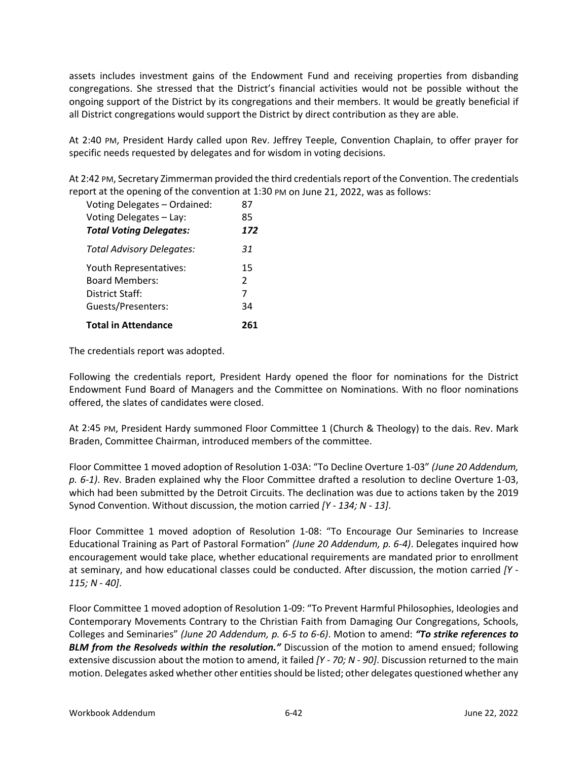assets includes investment gains of the Endowment Fund and receiving properties from disbanding congregations. She stressed that the District's financial activities would not be possible without the ongoing support of the District by its congregations and their members. It would be greatly beneficial if all District congregations would support the District by direct contribution as they are able.

At 2:40 PM, President Hardy called upon Rev. Jeffrey Teeple, Convention Chaplain, to offer prayer for specific needs requested by delegates and for wisdom in voting decisions.

At 2:42 PM, Secretary Zimmerman provided the third credentials report of the Convention. The credentials report at the opening of the convention at 1:30 PM on June 21, 2022, was as follows:

| | |
|---|---|
| Voting Delegates – Ordained: | 87 |
| Voting Delegates – Lay: | 85 |
| ***Total Voting Delegates:*** | ***172*** |
| *Total Advisory Delegates:* | *31* |
| Youth Representatives: | 15 |
| Board Members: | 2 |
| District Staff: | 7 |
| Guests/Presenters: | 34 |
| **Total in Attendance** | **261** |

The credentials report was adopted.

Following the credentials report, President Hardy opened the floor for nominations for the District Endowment Fund Board of Managers and the Committee on Nominations. With no floor nominations offered, the slates of candidates were closed.

At 2:45 PM, President Hardy summoned Floor Committee 1 (Church & Theology) to the dais. Rev. Mark Braden, Committee Chairman, introduced members of the committee.

Floor Committee 1 moved adoption of Resolution 1-03A: "To Decline Overture 1-03" *(June 20 Addendum, p. 6-1)*. Rev. Braden explained why the Floor Committee drafted a resolution to decline Overture 1-03, which had been submitted by the Detroit Circuits. The declination was due to actions taken by the 2019 Synod Convention. Without discussion, the motion carried *[Y - 134; N - 13]*.

Floor Committee 1 moved adoption of Resolution 1-08: "To Encourage Our Seminaries to Increase Educational Training as Part of Pastoral Formation" *(June 20 Addendum, p. 6-4)*. Delegates inquired how encouragement would take place, whether educational requirements are mandated prior to enrollment at seminary, and how educational classes could be conducted. After discussion, the motion carried *[Y - 115; N - 40]*.

Floor Committee 1 moved adoption of Resolution 1-09: "To Prevent Harmful Philosophies, Ideologies and Contemporary Movements Contrary to the Christian Faith from Damaging Our Congregations, Schools, Colleges and Seminaries" *(June 20 Addendum, p. 6-5 to 6-6)*. Motion to amend: ***"To strike references to BLM from the Resolveds within the resolution."*** Discussion of the motion to amend ensued; following extensive discussion about the motion to amend, it failed *[Y - 70; N - 90]*. Discussion returned to the main motion. Delegates asked whether other entities should be listed; other delegates questioned whether any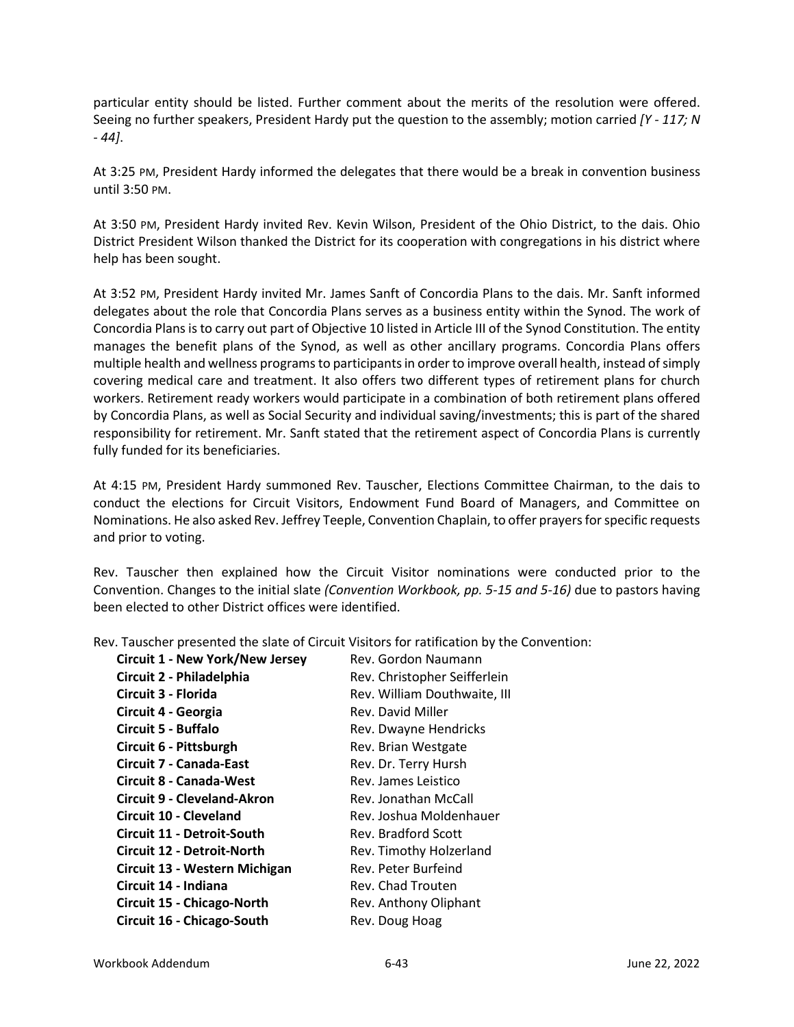particular entity should be listed. Further comment about the merits of the resolution were offered. Seeing no further speakers, President Hardy put the question to the assembly; motion carried *[Y - 117; N - 44]*.

At 3:25 PM, President Hardy informed the delegates that there would be a break in convention business until 3:50 PM.

At 3:50 PM, President Hardy invited Rev. Kevin Wilson, President of the Ohio District, to the dais. Ohio District President Wilson thanked the District for its cooperation with congregations in his district where help has been sought.

At 3:52 PM, President Hardy invited Mr. James Sanft of Concordia Plans to the dais. Mr. Sanft informed delegates about the role that Concordia Plans serves as a business entity within the Synod. The work of Concordia Plans is to carry out part of Objective 10 listed in Article III of the Synod Constitution. The entity manages the benefit plans of the Synod, as well as other ancillary programs. Concordia Plans offers multiple health and wellness programs to participants in order to improve overall health, instead of simply covering medical care and treatment. It also offers two different types of retirement plans for church workers. Retirement ready workers would participate in a combination of both retirement plans offered by Concordia Plans, as well as Social Security and individual saving/investments; this is part of the shared responsibility for retirement. Mr. Sanft stated that the retirement aspect of Concordia Plans is currently fully funded for its beneficiaries.

At 4:15 PM, President Hardy summoned Rev. Tauscher, Elections Committee Chairman, to the dais to conduct the elections for Circuit Visitors, Endowment Fund Board of Managers, and Committee on Nominations. He also asked Rev. Jeffrey Teeple, Convention Chaplain, to offer prayers for specific requests and prior to voting.

Rev. Tauscher then explained how the Circuit Visitor nominations were conducted prior to the Convention. Changes to the initial slate *(Convention Workbook, pp. 5-15 and 5-16)* due to pastors having been elected to other District offices were identified.

Rev. Tauscher presented the slate of Circuit Visitors for ratification by the Convention:

| | |
|---|---|
| **Circuit 1 - New York/New Jersey** | Rev. Gordon Naumann |
| **Circuit 2 - Philadelphia** | Rev. Christopher Seifferlein |
| **Circuit 3 - Florida** | Rev. William Douthwaite, III |
| **Circuit 4 - Georgia** | Rev. David Miller |
| **Circuit 5 - Buffalo** | Rev. Dwayne Hendricks |
| **Circuit 6 - Pittsburgh** | Rev. Brian Westgate |
| **Circuit 7 - Canada-East** | Rev. Dr. Terry Hursh |
| **Circuit 8 - Canada-West** | Rev. James Leistico |
| **Circuit 9 - Cleveland-Akron** | Rev. Jonathan McCall |
| **Circuit 10 - Cleveland** | Rev. Joshua Moldenhauer |
| **Circuit 11 - Detroit-South** | Rev. Bradford Scott |
| **Circuit 12 - Detroit-North** | Rev. Timothy Holzerland |
| **Circuit 13 - Western Michigan** | Rev. Peter Burfeind |
| **Circuit 14 - Indiana** | Rev. Chad Trouten |
| **Circuit 15 - Chicago-North** | Rev. Anthony Oliphant |
| **Circuit 16 - Chicago-South** | Rev. Doug Hoag |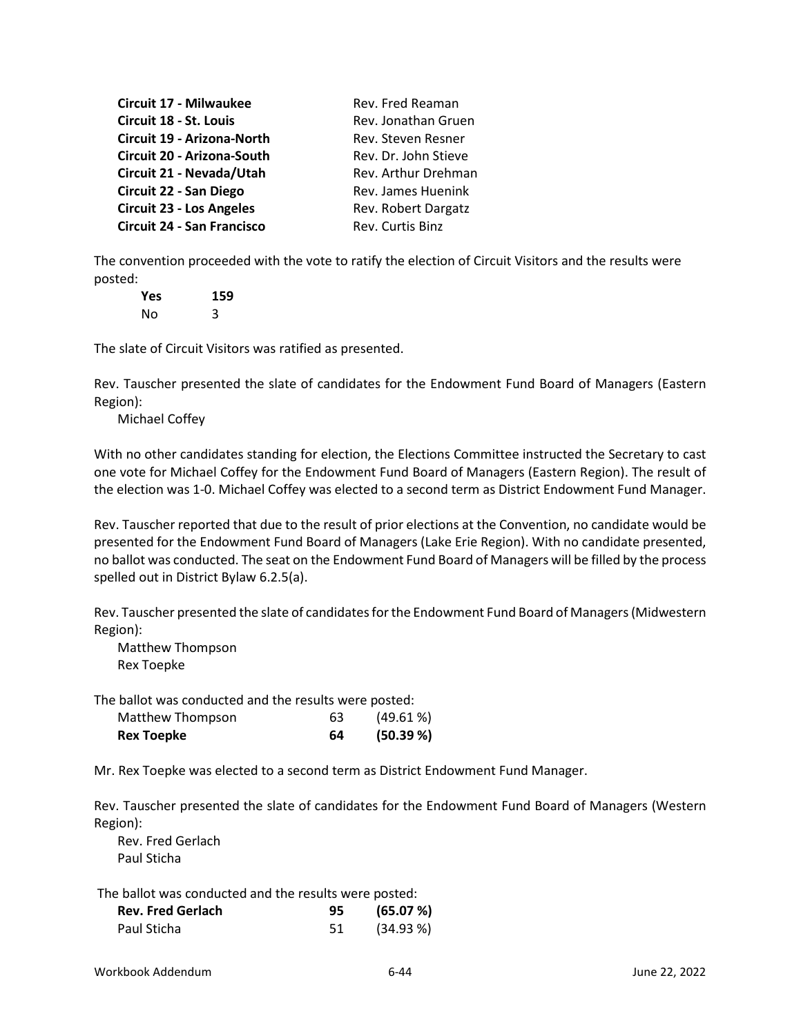| | |
|---|---|
| **Circuit 17 - Milwaukee** | Rev. Fred Reaman |
| **Circuit 18 - St. Louis** | Rev. Jonathan Gruen |
| **Circuit 19 - Arizona-North** | Rev. Steven Resner |
| **Circuit 20 - Arizona-South** | Rev. Dr. John Stieve |
| **Circuit 21 - Nevada/Utah** | Rev. Arthur Drehman |
| **Circuit 22 - San Diego** | Rev. James Huenink |
| **Circuit 23 - Los Angeles** | Rev. Robert Dargatz |
| **Circuit 24 - San Francisco** | Rev. Curtis Binz |

The convention proceeded with the vote to ratify the election of Circuit Visitors and the results were posted:

| | |
|---|---|
| **Yes** | **159** |
| No | 3 |

The slate of Circuit Visitors was ratified as presented.

Rev. Tauscher presented the slate of candidates for the Endowment Fund Board of Managers (Eastern Region):

Michael Coffey

With no other candidates standing for election, the Elections Committee instructed the Secretary to cast one vote for Michael Coffey for the Endowment Fund Board of Managers (Eastern Region). The result of the election was 1-0. Michael Coffey was elected to a second term as District Endowment Fund Manager.

Rev. Tauscher reported that due to the result of prior elections at the Convention, no candidate would be presented for the Endowment Fund Board of Managers (Lake Erie Region). With no candidate presented, no ballot was conducted. The seat on the Endowment Fund Board of Managers will be filled by the process spelled out in District Bylaw 6.2.5(a).

Rev. Tauscher presented the slate of candidates for the Endowment Fund Board of Managers (Midwestern Region):

Matthew Thompson
Rex Toepke

The ballot was conducted and the results were posted:

| | | |
|---|---|---|
| Matthew Thompson | 63 | (49.61 %) |
| **Rex Toepke** | **64** | **(50.39 %)** |

Mr. Rex Toepke was elected to a second term as District Endowment Fund Manager.

Rev. Tauscher presented the slate of candidates for the Endowment Fund Board of Managers (Western Region):

Rev. Fred Gerlach
Paul Sticha

The ballot was conducted and the results were posted:

| | | |
|---|---|---|
| **Rev. Fred Gerlach** | **95** | **(65.07 %)** |
| Paul Sticha | 51 | (34.93 %) |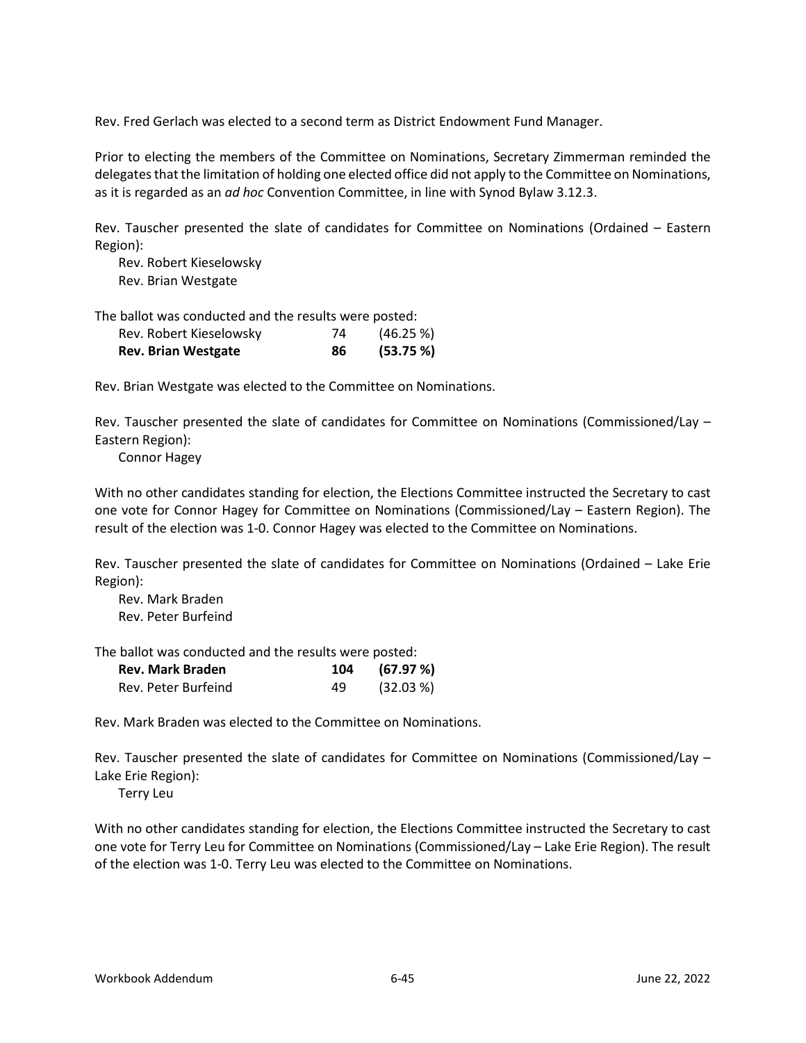Rev. Fred Gerlach was elected to a second term as District Endowment Fund Manager.

Prior to electing the members of the Committee on Nominations, Secretary Zimmerman reminded the delegates that the limitation of holding one elected office did not apply to the Committee on Nominations, as it is regarded as an *ad hoc* Convention Committee, in line with Synod Bylaw 3.12.3.

Rev. Tauscher presented the slate of candidates for Committee on Nominations (Ordained – Eastern Region):

Rev. Robert Kieselowsky
Rev. Brian Westgate

The ballot was conducted and the results were posted:

| | | |
|---|---|---|
| Rev. Robert Kieselowsky | 74 | (46.25 %) |
| **Rev. Brian Westgate** | **86** | **(53.75 %)** |

Rev. Brian Westgate was elected to the Committee on Nominations.

Rev. Tauscher presented the slate of candidates for Committee on Nominations (Commissioned/Lay – Eastern Region):

Connor Hagey

With no other candidates standing for election, the Elections Committee instructed the Secretary to cast one vote for Connor Hagey for Committee on Nominations (Commissioned/Lay – Eastern Region). The result of the election was 1-0. Connor Hagey was elected to the Committee on Nominations.

Rev. Tauscher presented the slate of candidates for Committee on Nominations (Ordained – Lake Erie Region):

Rev. Mark Braden
Rev. Peter Burfeind

The ballot was conducted and the results were posted:

| | | |
|---|---|---|
| **Rev. Mark Braden** | **104** | **(67.97 %)** |
| Rev. Peter Burfeind | 49 | (32.03 %) |

Rev. Mark Braden was elected to the Committee on Nominations.

Rev. Tauscher presented the slate of candidates for Committee on Nominations (Commissioned/Lay – Lake Erie Region):

Terry Leu

With no other candidates standing for election, the Elections Committee instructed the Secretary to cast one vote for Terry Leu for Committee on Nominations (Commissioned/Lay – Lake Erie Region). The result of the election was 1-0. Terry Leu was elected to the Committee on Nominations.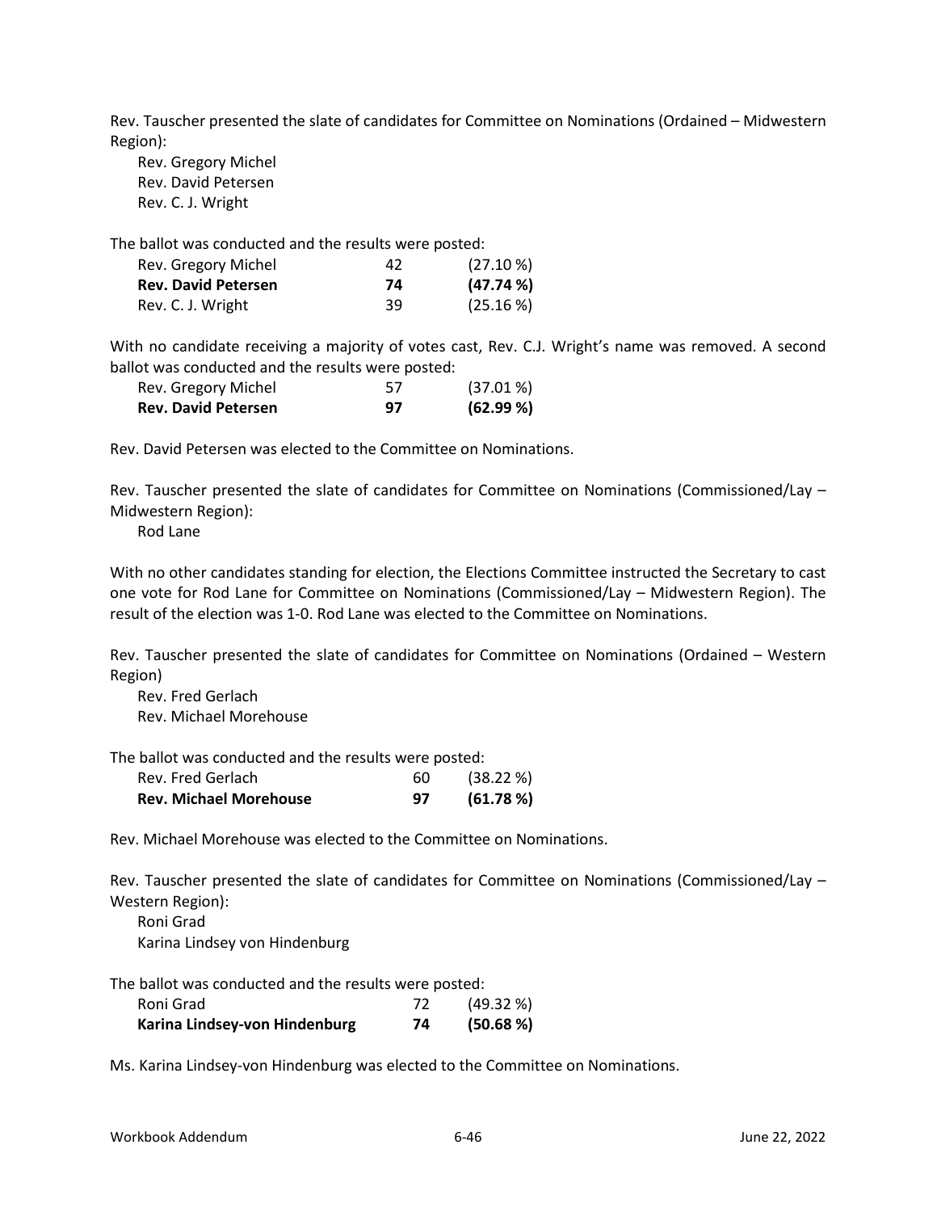Rev. Tauscher presented the slate of candidates for Committee on Nominations (Ordained – Midwestern Region):

Rev. Gregory Michel
Rev. David Petersen
Rev. C. J. Wright

The ballot was conducted and the results were posted:

| | | |
|---|---|---|
| Rev. Gregory Michel | 42 | (27.10 %) |
| **Rev. David Petersen** | **74** | **(47.74 %)** |
| Rev. C. J. Wright | 39 | (25.16 %) |

With no candidate receiving a majority of votes cast, Rev. C.J. Wright's name was removed. A second ballot was conducted and the results were posted:

| | | |
|---|---|---|
| Rev. Gregory Michel | 57 | (37.01 %) |
| **Rev. David Petersen** | **97** | **(62.99 %)** |

Rev. David Petersen was elected to the Committee on Nominations.

Rev. Tauscher presented the slate of candidates for Committee on Nominations (Commissioned/Lay – Midwestern Region):

Rod Lane

With no other candidates standing for election, the Elections Committee instructed the Secretary to cast one vote for Rod Lane for Committee on Nominations (Commissioned/Lay – Midwestern Region). The result of the election was 1-0. Rod Lane was elected to the Committee on Nominations.

Rev. Tauscher presented the slate of candidates for Committee on Nominations (Ordained – Western Region)

Rev. Fred Gerlach
Rev. Michael Morehouse

The ballot was conducted and the results were posted:

| | | |
|---|---|---|
| Rev. Fred Gerlach | 60 | (38.22 %) |
| **Rev. Michael Morehouse** | **97** | **(61.78 %)** |

Rev. Michael Morehouse was elected to the Committee on Nominations.

Rev. Tauscher presented the slate of candidates for Committee on Nominations (Commissioned/Lay – Western Region):

Roni Grad
Karina Lindsey von Hindenburg

The ballot was conducted and the results were posted:

| | | |
|---|---|---|
| Roni Grad | 72 | (49.32 %) |
| **Karina Lindsey-von Hindenburg** | **74** | **(50.68 %)** |

Ms. Karina Lindsey-von Hindenburg was elected to the Committee on Nominations.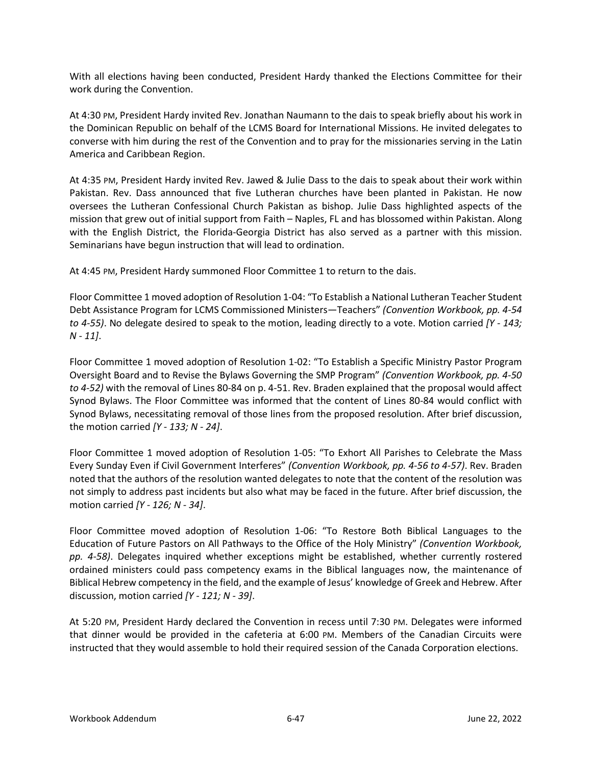With all elections having been conducted, President Hardy thanked the Elections Committee for their work during the Convention.

At 4:30 PM, President Hardy invited Rev. Jonathan Naumann to the dais to speak briefly about his work in the Dominican Republic on behalf of the LCMS Board for International Missions. He invited delegates to converse with him during the rest of the Convention and to pray for the missionaries serving in the Latin America and Caribbean Region.

At 4:35 PM, President Hardy invited Rev. Jawed & Julie Dass to the dais to speak about their work within Pakistan. Rev. Dass announced that five Lutheran churches have been planted in Pakistan. He now oversees the Lutheran Confessional Church Pakistan as bishop. Julie Dass highlighted aspects of the mission that grew out of initial support from Faith – Naples, FL and has blossomed within Pakistan. Along with the English District, the Florida-Georgia District has also served as a partner with this mission. Seminarians have begun instruction that will lead to ordination.

At 4:45 PM, President Hardy summoned Floor Committee 1 to return to the dais.

Floor Committee 1 moved adoption of Resolution 1-04: "To Establish a National Lutheran Teacher Student Debt Assistance Program for LCMS Commissioned Ministers—Teachers" *(Convention Workbook, pp. 4-54 to 4-55)*. No delegate desired to speak to the motion, leading directly to a vote. Motion carried *[Y - 143; N - 11]*.

Floor Committee 1 moved adoption of Resolution 1-02: "To Establish a Specific Ministry Pastor Program Oversight Board and to Revise the Bylaws Governing the SMP Program" *(Convention Workbook, pp. 4-50 to 4-52)* with the removal of Lines 80-84 on p. 4-51. Rev. Braden explained that the proposal would affect Synod Bylaws. The Floor Committee was informed that the content of Lines 80-84 would conflict with Synod Bylaws, necessitating removal of those lines from the proposed resolution. After brief discussion, the motion carried *[Y - 133; N - 24]*.

Floor Committee 1 moved adoption of Resolution 1-05: "To Exhort All Parishes to Celebrate the Mass Every Sunday Even if Civil Government Interferes" *(Convention Workbook, pp. 4-56 to 4-57)*. Rev. Braden noted that the authors of the resolution wanted delegates to note that the content of the resolution was not simply to address past incidents but also what may be faced in the future. After brief discussion, the motion carried *[Y - 126; N - 34]*.

Floor Committee moved adoption of Resolution 1-06: "To Restore Both Biblical Languages to the Education of Future Pastors on All Pathways to the Office of the Holy Ministry" *(Convention Workbook, pp. 4-58)*. Delegates inquired whether exceptions might be established, whether currently rostered ordained ministers could pass competency exams in the Biblical languages now, the maintenance of Biblical Hebrew competency in the field, and the example of Jesus' knowledge of Greek and Hebrew. After discussion, motion carried *[Y - 121; N - 39]*.

At 5:20 PM, President Hardy declared the Convention in recess until 7:30 PM. Delegates were informed that dinner would be provided in the cafeteria at 6:00 PM. Members of the Canadian Circuits were instructed that they would assemble to hold their required session of the Canada Corporation elections.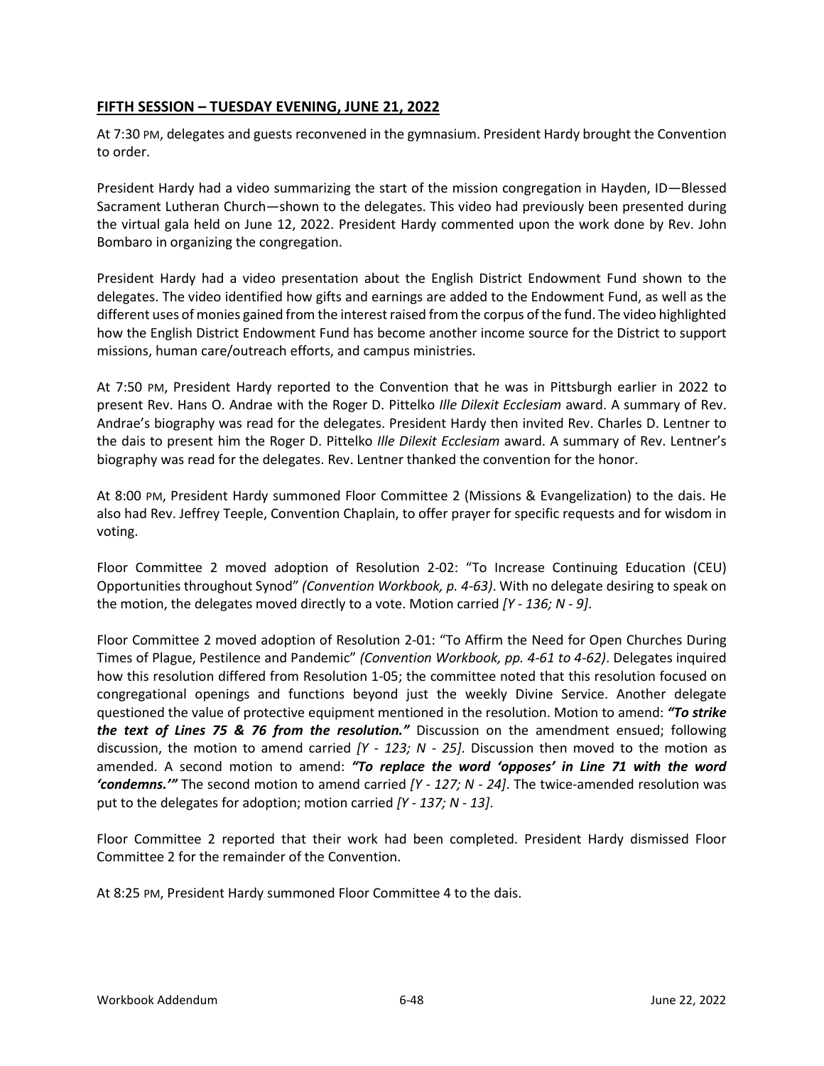## FIFTH SESSION – TUESDAY EVENING, JUNE 21, 2022

At 7:30 PM, delegates and guests reconvened in the gymnasium. President Hardy brought the Convention to order.

President Hardy had a video summarizing the start of the mission congregation in Hayden, ID—Blessed Sacrament Lutheran Church—shown to the delegates. This video had previously been presented during the virtual gala held on June 12, 2022. President Hardy commented upon the work done by Rev. John Bombaro in organizing the congregation.

President Hardy had a video presentation about the English District Endowment Fund shown to the delegates. The video identified how gifts and earnings are added to the Endowment Fund, as well as the different uses of monies gained from the interest raised from the corpus of the fund. The video highlighted how the English District Endowment Fund has become another income source for the District to support missions, human care/outreach efforts, and campus ministries.

At 7:50 PM, President Hardy reported to the Convention that he was in Pittsburgh earlier in 2022 to present Rev. Hans O. Andrae with the Roger D. Pittelko *Ille Dilexit Ecclesiam* award. A summary of Rev. Andrae's biography was read for the delegates. President Hardy then invited Rev. Charles D. Lentner to the dais to present him the Roger D. Pittelko *Ille Dilexit Ecclesiam* award. A summary of Rev. Lentner's biography was read for the delegates. Rev. Lentner thanked the convention for the honor.

At 8:00 PM, President Hardy summoned Floor Committee 2 (Missions & Evangelization) to the dais. He also had Rev. Jeffrey Teeple, Convention Chaplain, to offer prayer for specific requests and for wisdom in voting.

Floor Committee 2 moved adoption of Resolution 2-02: "To Increase Continuing Education (CEU) Opportunities throughout Synod" *(Convention Workbook, p. 4-63)*. With no delegate desiring to speak on the motion, the delegates moved directly to a vote. Motion carried *[Y - 136; N - 9]*.

Floor Committee 2 moved adoption of Resolution 2-01: "To Affirm the Need for Open Churches During Times of Plague, Pestilence and Pandemic" *(Convention Workbook, pp. 4-61 to 4-62)*. Delegates inquired how this resolution differed from Resolution 1-05; the committee noted that this resolution focused on congregational openings and functions beyond just the weekly Divine Service. Another delegate questioned the value of protective equipment mentioned in the resolution. Motion to amend: ***"To strike the text of Lines 75 & 76 from the resolution."*** Discussion on the amendment ensued; following discussion, the motion to amend carried *[Y - 123; N - 25]*. Discussion then moved to the motion as amended. A second motion to amend: ***"To replace the word 'opposes' in Line 71 with the word 'condemns.'"*** The second motion to amend carried *[Y - 127; N - 24]*. The twice-amended resolution was put to the delegates for adoption; motion carried *[Y - 137; N - 13]*.

Floor Committee 2 reported that their work had been completed. President Hardy dismissed Floor Committee 2 for the remainder of the Convention.

At 8:25 PM, President Hardy summoned Floor Committee 4 to the dais.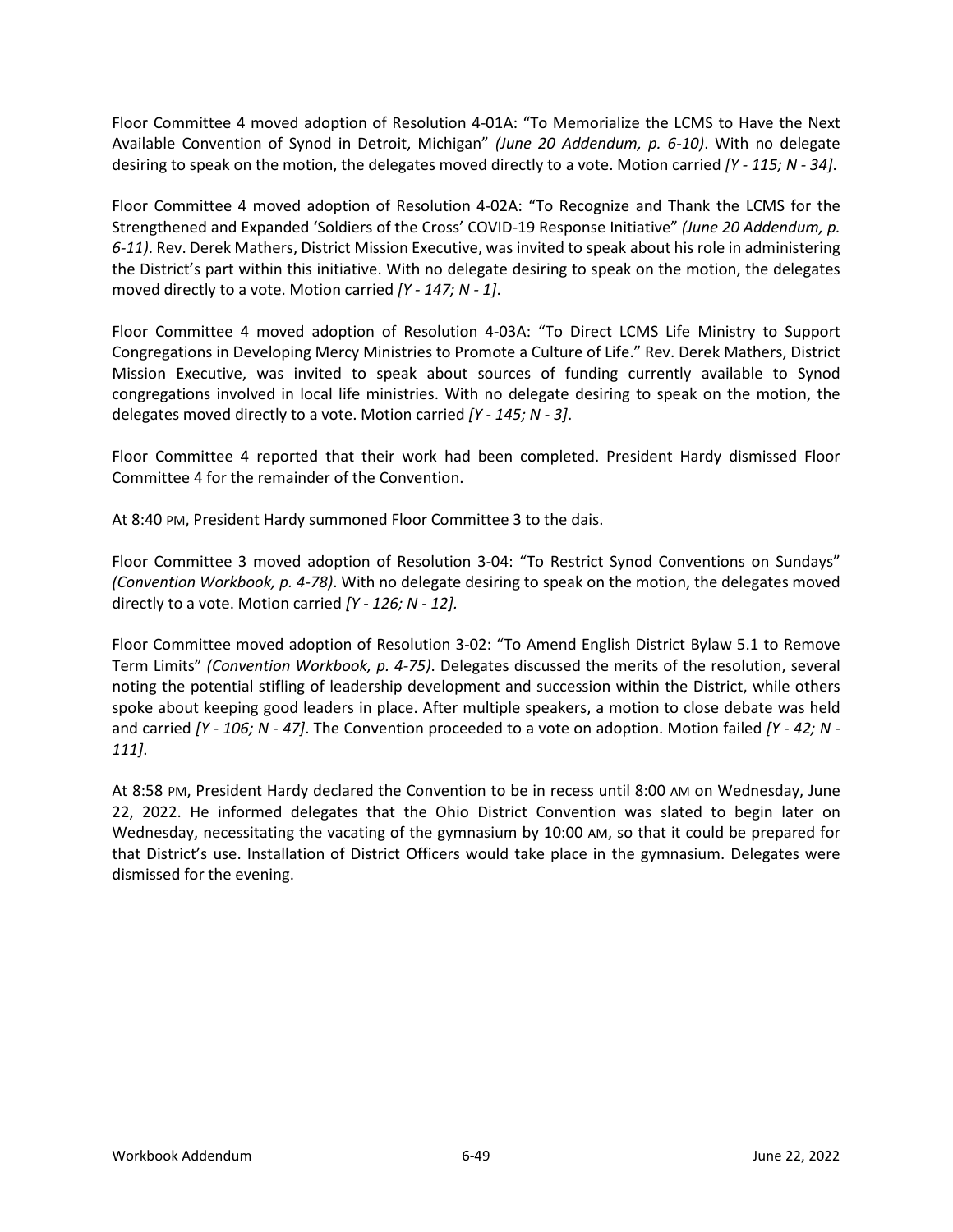Floor Committee 4 moved adoption of Resolution 4-01A: "To Memorialize the LCMS to Have the Next Available Convention of Synod in Detroit, Michigan" *(June 20 Addendum, p. 6-10)*. With no delegate desiring to speak on the motion, the delegates moved directly to a vote. Motion carried *[Y - 115; N - 34]*.

Floor Committee 4 moved adoption of Resolution 4-02A: "To Recognize and Thank the LCMS for the Strengthened and Expanded 'Soldiers of the Cross' COVID-19 Response Initiative" *(June 20 Addendum, p. 6-11)*. Rev. Derek Mathers, District Mission Executive, was invited to speak about his role in administering the District's part within this initiative. With no delegate desiring to speak on the motion, the delegates moved directly to a vote. Motion carried *[Y - 147; N - 1]*.

Floor Committee 4 moved adoption of Resolution 4-03A: "To Direct LCMS Life Ministry to Support Congregations in Developing Mercy Ministries to Promote a Culture of Life." Rev. Derek Mathers, District Mission Executive, was invited to speak about sources of funding currently available to Synod congregations involved in local life ministries. With no delegate desiring to speak on the motion, the delegates moved directly to a vote. Motion carried *[Y - 145; N - 3]*.

Floor Committee 4 reported that their work had been completed. President Hardy dismissed Floor Committee 4 for the remainder of the Convention.

At 8:40 PM, President Hardy summoned Floor Committee 3 to the dais.

Floor Committee 3 moved adoption of Resolution 3-04: "To Restrict Synod Conventions on Sundays" *(Convention Workbook, p. 4-78)*. With no delegate desiring to speak on the motion, the delegates moved directly to a vote. Motion carried *[Y - 126; N - 12]*.

Floor Committee moved adoption of Resolution 3-02: "To Amend English District Bylaw 5.1 to Remove Term Limits" *(Convention Workbook, p. 4-75)*. Delegates discussed the merits of the resolution, several noting the potential stifling of leadership development and succession within the District, while others spoke about keeping good leaders in place. After multiple speakers, a motion to close debate was held and carried *[Y - 106; N - 47]*. The Convention proceeded to a vote on adoption. Motion failed *[Y - 42; N - 111]*.

At 8:58 PM, President Hardy declared the Convention to be in recess until 8:00 AM on Wednesday, June 22, 2022. He informed delegates that the Ohio District Convention was slated to begin later on Wednesday, necessitating the vacating of the gymnasium by 10:00 AM, so that it could be prepared for that District's use. Installation of District Officers would take place in the gymnasium. Delegates were dismissed for the evening.